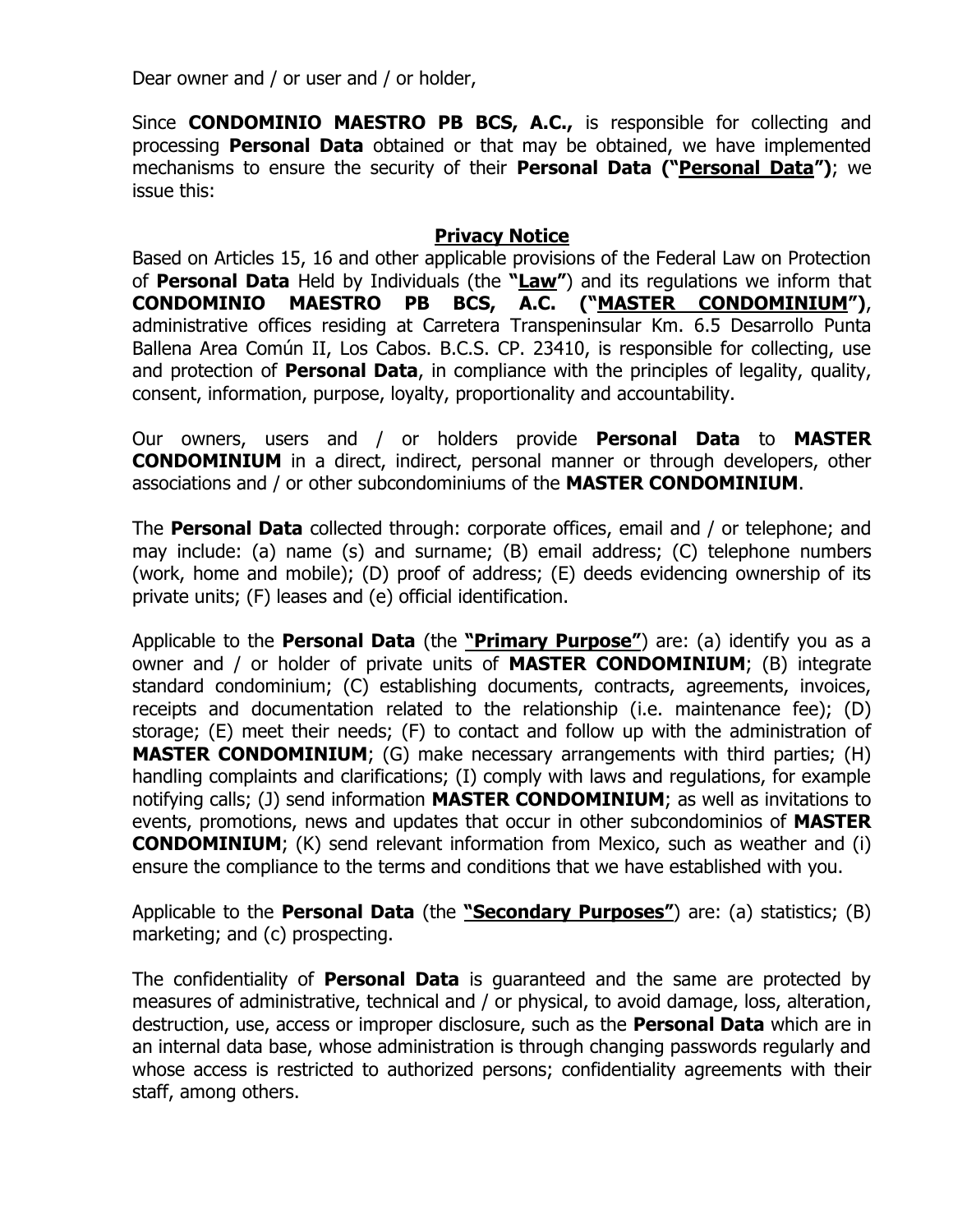Dear owner and / or user and / or holder,

Since **CONDOMINIO MAESTRO PB BCS, A.C.,** is responsible for collecting and processing **Personal Data** obtained or that may be obtained, we have implemented mechanisms to ensure the security of their **Personal Data ("Personal Data")**; we issue this:

## Privacy Notice

Based on Articles 15, 16 and other applicable provisions of the Federal Law on Protection of **Personal Data** Held by Individuals (the **"Law"**) and its regulations we inform that **CONDOMINIO MAESTRO PB BCS, A.C. ("MASTER CONDOMINIUM")**, administrative offices residing at Carretera Transpeninsular Km. 6.5 Desarrollo Punta Ballena Area Común II, Los Cabos. B.C.S. CP. 23410, is responsible for collecting, use and protection of **Personal Data**, in compliance with the principles of legality, quality, consent, information, purpose, loyalty, proportionality and accountability.

Our owners, users and / or holders provide **Personal Data** to **MASTER CONDOMINIUM** in a direct, indirect, personal manner or through developers, other associations and / or other subcondominiums of the **MASTER CONDOMINIUM**.

The **Personal Data** collected through: corporate offices, email and / or telephone; and may include: (a) name (s) and surname; (B) email address; (C) telephone numbers (work, home and mobile); (D) proof of address; (E) deeds evidencing ownership of its private units; (F) leases and (e) official identification.

Applicable to the **Personal Data** (the **"Primary Purpose"**) are: (a) identify you as a owner and / or holder of private units of **MASTER CONDOMINIUM**; (B) integrate standard condominium; (C) establishing documents, contracts, agreements, invoices, receipts and documentation related to the relationship (i.e. maintenance fee); (D) storage; (E) meet their needs; (F) to contact and follow up with the administration of **MASTER CONDOMINIUM**; (G) make necessary arrangements with third parties; (H) handling complaints and clarifications; (I) comply with laws and regulations, for example notifying calls; (J) send information **MASTER CONDOMINIUM**; as well as invitations to events, promotions, news and updates that occur in other subcondominios of **MASTER CONDOMINIUM**; (K) send relevant information from Mexico, such as weather and (i) ensure the compliance to the terms and conditions that we have established with you.

Applicable to the **Personal Data** (the **"Secondary Purposes"**) are: (a) statistics; (B) marketing; and (c) prospecting.

The confidentiality of **Personal Data** is guaranteed and the same are protected by measures of administrative, technical and / or physical, to avoid damage, loss, alteration, destruction, use, access or improper disclosure, such as the **Personal Data** which are in an internal data base, whose administration is through changing passwords regularly and whose access is restricted to authorized persons; confidentiality agreements with their staff, among others.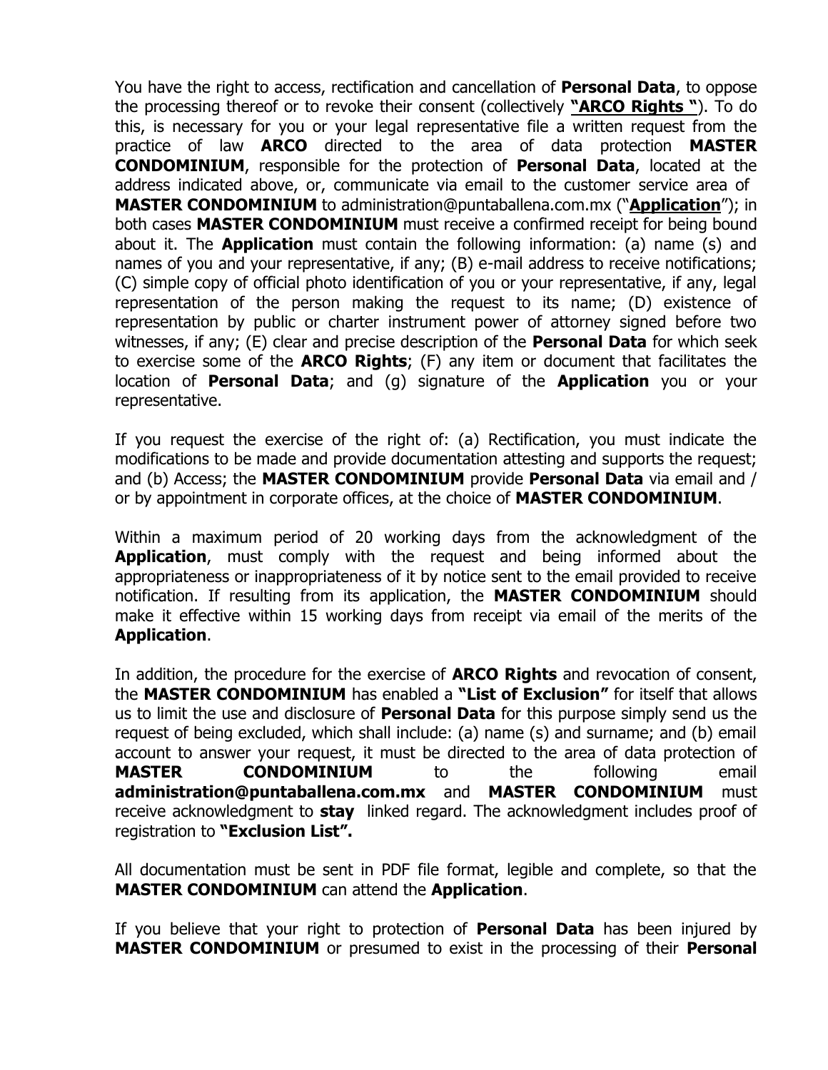You have the right to access, rectification and cancellation of **Personal Data**, to oppose the processing thereof or to revoke their consent (collectively **"ARCO Rights "**). To do this, is necessary for you or your legal representative file a written request from the practice of law **ARCO** directed to the area of data protection **MASTER CONDOMINIUM**, responsible for the protection of **Personal Data**, located at the address indicated above, or, communicate via email to the customer service area of **MASTER CONDOMINIUM** to administration@puntaballena.com.mx ("**Application**"); in both cases **MASTER CONDOMINIUM** must receive a confirmed receipt for being bound about it. The **Application** must contain the following information: (a) name (s) and names of you and your representative, if any; (B) e-mail address to receive notifications; (C) simple copy of official photo identification of you or your representative, if any, legal representation of the person making the request to its name; (D) existence of representation by public or charter instrument power of attorney signed before two witnesses, if any; (E) clear and precise description of the **Personal Data** for which seek to exercise some of the **ARCO Rights**; (F) any item or document that facilitates the location of **Personal Data**; and (g) signature of the **Application** you or your representative.

If you request the exercise of the right of: (a) Rectification, you must indicate the modifications to be made and provide documentation attesting and supports the request; and (b) Access; the **MASTER CONDOMINIUM** provide **Personal Data** via email and / or by appointment in corporate offices, at the choice of **MASTER CONDOMINIUM**.

Within a maximum period of 20 working days from the acknowledgment of the **Application**, must comply with the request and being informed about the appropriateness or inappropriateness of it by notice sent to the email provided to receive notification. If resulting from its application, the **MASTER CONDOMINIUM** should make it effective within 15 working days from receipt via email of the merits of the **Application**.

In addition, the procedure for the exercise of **ARCO Rights** and revocation of consent, the **MASTER CONDOMINIUM** has enabled a **"List of Exclusion"** for itself that allows us to limit the use and disclosure of **Personal Data** for this purpose simply send us the request of being excluded, which shall include: (a) name (s) and surname; and (b) email account to answer your request, it must be directed to the area of data protection of **MASTER CONDOMINIUM** to the following email **administration@puntaballena.com.mx** and **MASTER CONDOMINIUM** must receive acknowledgment to **stay** linked regard. The acknowledgment includes proof of registration to **"Exclusion List".**

All documentation must be sent in PDF file format, legible and complete, so that the **MASTER CONDOMINIUM** can attend the **Application**.

If you believe that your right to protection of **Personal Data** has been injured by **MASTER CONDOMINIUM** or presumed to exist in the processing of their **Personal**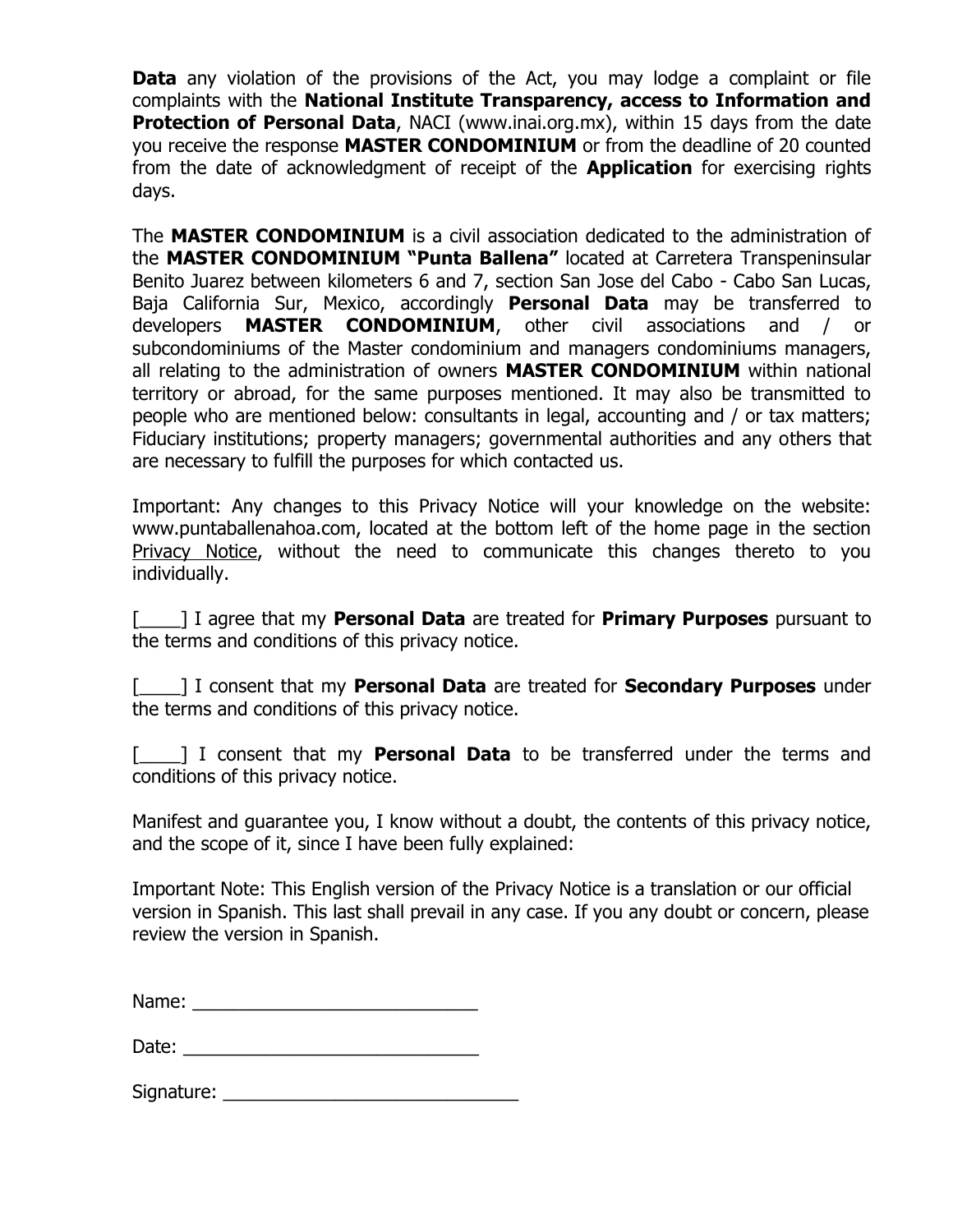**Data** any violation of the provisions of the Act, you may lodge a complaint or file complaints with the **National Institute Transparency, access to Information and Protection of Personal Data**, NACI (www.inai.org.mx), within 15 days from the date you receive the response **MASTER CONDOMINIUM** or from the deadline of 20 counted from the date of acknowledgment of receipt of the **Application** for exercising rights days.

The **MASTER CONDOMINIUM** is a civil association dedicated to the administration of the **MASTER CONDOMINIUM "Punta Ballena"** located at Carretera Transpeninsular Benito Juarez between kilometers 6 and 7, section San Jose del Cabo - Cabo San Lucas, Baja California Sur, Mexico, accordingly **Personal Data** may be transferred to developers **MASTER CONDOMINIUM**, other civil associations and / or subcondominiums of the Master condominium and managers condominiums managers, all relating to the administration of owners **MASTER CONDOMINIUM** within national territory or abroad, for the same purposes mentioned. It may also be transmitted to people who are mentioned below: consultants in legal, accounting and / or tax matters; Fiduciary institutions; property managers; governmental authorities and any others that are necessary to fulfill the purposes for which contacted us.

Important: Any changes to this Privacy Notice will your knowledge on the website: www.puntaballenahoa.com, located at the bottom left of the home page in the section Privacy Notice, without the need to communicate this changes thereto to you individually.

[____] I agree that my **Personal Data** are treated for **Primary Purposes** pursuant to the terms and conditions of this privacy notice.

[____] I consent that my **Personal Data** are treated for **Secondary Purposes** under the terms and conditions of this privacy notice.

[____] I consent that my **Personal Data** to be transferred under the terms and conditions of this privacy notice.

Manifest and guarantee you, I know without a doubt, the contents of this privacy notice, and the scope of it, since I have been fully explained:

Important Note: This English version of the Privacy Notice is a translation or our official version in Spanish. This last shall prevail in any case. If you any doubt or concern, please review the version in Spanish.

Name: ____________________________

Date: ______________________________

Signature: _____________________________